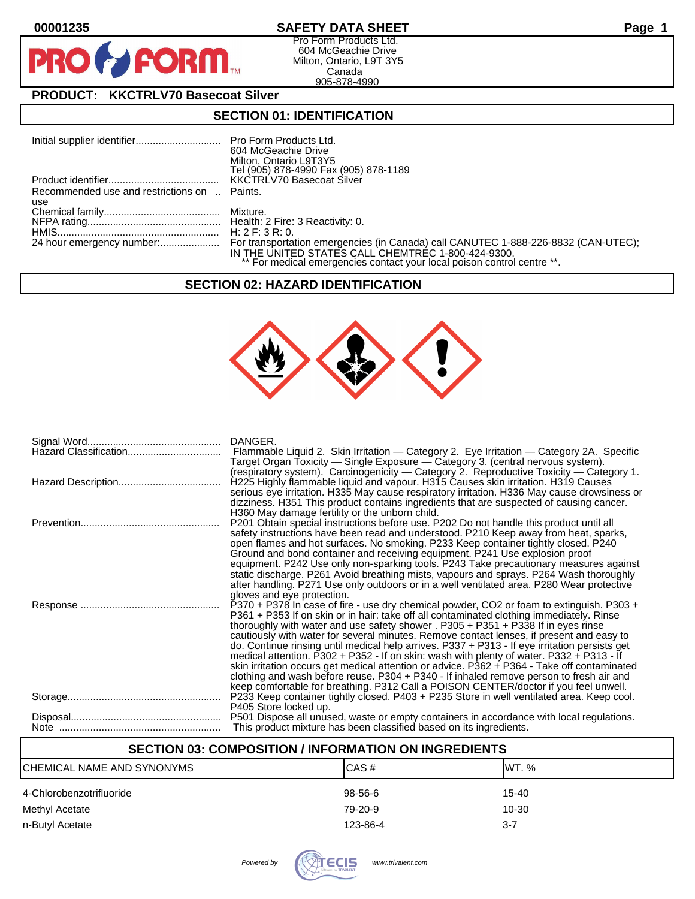00001235

# SAFETY DATA SHEET

Pro Form Products Ltd.
604 McGeachie Drive
Milton, Ontario, L9T 3Y5
Canada
905-878-4990

## PRODUCT: KKCTRLV70 Basecoat Silver

## SECTION 01: IDENTIFICATION

| | |
|---|---|
| Initial supplier identifier | Pro Form Products Ltd. 604 McGeachie Drive Milton, Ontario L9T3Y5 Tel (905) 878-4990 Fax (905) 878-1189 |
| Product identifier | KKCTRLV70 Basecoat Silver |
| Recommended use and restrictions on use | Paints. |
| Chemical family | Mixture. |
| NFPA rating | Health: 2 Fire: 3 Reactivity: 0. |
| HMIS | H: 2 F: 3 R: 0. |
| 24 hour emergency number: | For transportation emergencies (in Canada) call CANUTEC 1-888-226-8832 (CAN-UTEC); IN THE UNITED STATES CALL CHEMTREC 1-800-424-9300. ** For medical emergencies contact your local poison control centre **. |

## SECTION 02: HAZARD IDENTIFICATION

| | |
|---|---|
| Signal Word | DANGER. |
| Hazard Classification | Flammable Liquid 2. Skin Irritation — Category 2. Eye Irritation — Category 2A. Specific Target Organ Toxicity — Single Exposure — Category 3. (central nervous system). (respiratory system). Carcinogenicity — Category 2. Reproductive Toxicity — Category 1. |
| Hazard Description | H225 Highly flammable liquid and vapour. H315 Causes skin irritation. H319 Causes serious eye irritation. H335 May cause respiratory irritation. H336 May cause drowsiness or dizziness. H351 This product contains ingredients that are suspected of causing cancer. H360 May damage fertility or the unborn child. |
| Prevention | P201 Obtain special instructions before use. P202 Do not handle this product until all safety instructions have been read and understood. P210 Keep away from heat, sparks, open flames and hot surfaces. No smoking. P233 Keep container tightly closed. P240 Ground and bond container and receiving equipment. P241 Use explosion proof equipment. P242 Use only non-sparking tools. P243 Take precautionary measures against static discharge. P261 Avoid breathing mists, vapours and sprays. P264 Wash thoroughly after handling. P271 Use only outdoors or in a well ventilated area. P280 Wear protective gloves and eye protection. |
| Response | P370 + P378 In case of fire - use dry chemical powder, CO2 or foam to extinguish. P303 + P361 + P353 If on skin or in hair: take off all contaminated clothing immediately. Rinse thoroughly with water and use safety shower . P305 + P351 + P338 If in eyes rinse cautiously with water for several minutes. Remove contact lenses, if present and easy to do. Continue rinsing until medical help arrives. P337 + P313 - If eye irritation persists get medical attention. P302 + P352 - If on skin: wash with plenty of water. P332 + P313 - If skin irritation occurs get medical attention or advice. P362 + P364 - Take off contaminated clothing and wash before reuse. P304 + P340 - If inhaled remove person to fresh air and keep comfortable for breathing. P312 Call a POISON CENTER/doctor if you feel unwell. |
| Storage | P233 Keep container tightly closed. P403 + P235 Store in well ventilated area. Keep cool. P405 Store locked up. |
| Disposal | P501 Dispose all unused, waste or empty containers in accordance with local regulations. |
| Note | This product mixture has been classified based on its ingredients. |

## SECTION 03: COMPOSITION / INFORMATION ON INGREDIENTS

| CHEMICAL NAME AND SYNONYMS | CAS # | WT. % |
|---|---|---|
| 4-Chlorobenzotrifluoride | 98-56-6 | 15-40 |
| Methyl Acetate | 79-20-9 | 10-30 |
| n-Butyl Acetate | 123-86-4 | 3-7 |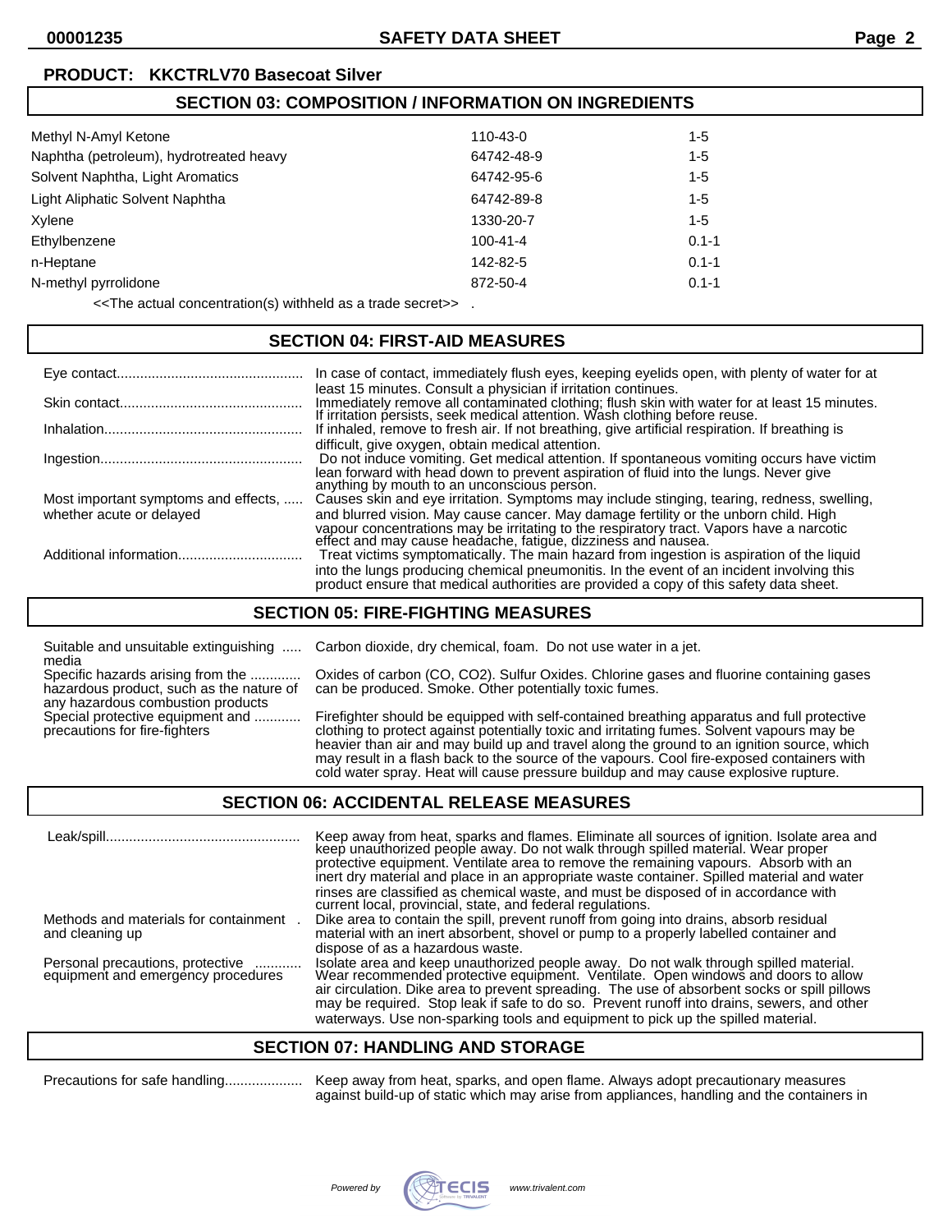**PRODUCT: KKCTRLV70 Basecoat Silver**

## SECTION 03: COMPOSITION / INFORMATION ON INGREDIENTS

| | | |
|---|---|---|
| Methyl N-Amyl Ketone | 110-43-0 | 1-5 |
| Naphtha (petroleum), hydrotreated heavy | 64742-48-9 | 1-5 |
| Solvent Naphtha, Light Aromatics | 64742-95-6 | 1-5 |
| Light Aliphatic Solvent Naphtha | 64742-89-8 | 1-5 |
| Xylene | 1330-20-7 | 1-5 |
| Ethylbenzene | 100-41-4 | 0.1-1 |
| n-Heptane | 142-82-5 | 0.1-1 |
| N-methyl pyrrolidone | 872-50-4 | 0.1-1 |

<<The actual concentration(s) withheld as a trade secret>> .

## SECTION 04: FIRST-AID MEASURES

**Eye contact:** In case of contact, immediately flush eyes, keeping eyelids open, with plenty of water for at least 15 minutes. Consult a physician if irritation continues.

**Skin contact:** Immediately remove all contaminated clothing; flush skin with water for at least 15 minutes. If irritation persists, seek medical attention. Wash clothing before reuse.

**Inhalation:** If inhaled, remove to fresh air. If not breathing, give artificial respiration. If breathing is difficult, give oxygen, obtain medical attention.

**Ingestion:** Do not induce vomiting. Get medical attention. If spontaneous vomiting occurs have victim lean forward with head down to prevent aspiration of fluid into the lungs. Never give anything by mouth to an unconscious person.

**Most important symptoms and effects, whether acute or delayed:** Causes skin and eye irritation. Symptoms may include stinging, tearing, redness, swelling, and blurred vision. May cause cancer. May damage fertility or the unborn child. High vapour concentrations may be irritating to the respiratory tract. Vapors have a narcotic effect and may cause headache, fatigue, dizziness and nausea.

**Additional information:** Treat victims symptomatically. The main hazard from ingestion is aspiration of the liquid into the lungs producing chemical pneumonitis. In the event of an incident involving this product ensure that medical authorities are provided a copy of this safety data sheet.

## SECTION 05: FIRE-FIGHTING MEASURES

**Suitable and unsuitable extinguishing media:** Carbon dioxide, dry chemical, foam. Do not use water in a jet.

**Specific hazards arising from the hazardous product, such as the nature of any hazardous combustion products:** Oxides of carbon (CO, $CO_2$). Sulfur Oxides. Chlorine gases and fluorine containing gases can be produced. Smoke. Other potentially toxic fumes.

**Special protective equipment and precautions for fire-fighters:** Firefighter should be equipped with self-contained breathing apparatus and full protective clothing to protect against potentially toxic and irritating fumes. Solvent vapours may be heavier than air and may build up and travel along the ground to an ignition source, which may result in a flash back to the source of the vapours. Cool fire-exposed containers with cold water spray. Heat will cause pressure buildup and may cause explosive rupture.

## SECTION 06: ACCIDENTAL RELEASE MEASURES

**Leak/spill:** Keep away from heat, sparks and flames. Eliminate all sources of ignition. Isolate area and keep unauthorized people away. Do not walk through spilled material. Wear proper protective equipment. Ventilate area to remove the remaining vapours. Absorb with an inert dry material and place in an appropriate waste container. Spilled material and water rinses are classified as chemical waste, and must be disposed of in accordance with current local, provincial, state, and federal regulations.

**Methods and materials for containment and cleaning up:** Dike area to contain the spill, prevent runoff from going into drains, absorb residual material with an inert absorbent, shovel or pump to a properly labelled container and dispose of as a hazardous waste.

**Personal precautions, protective equipment and emergency procedures:** Isolate area and keep unauthorized people away. Do not walk through spilled material. Wear recommended protective equipment. Ventilate. Open windows and doors to allow air circulation. Dike area to prevent spreading. The use of absorbent socks or spill pillows may be required. Stop leak if safe to do so. Prevent runoff into drains, sewers, and other waterways. Use non-sparking tools and equipment to pick up the spilled material.

## SECTION 07: HANDLING AND STORAGE

**Precautions for safe handling:** Keep away from heat, sparks, and open flame. Always adopt precautionary measures against build-up of static which may arise from appliances, handling and the containers in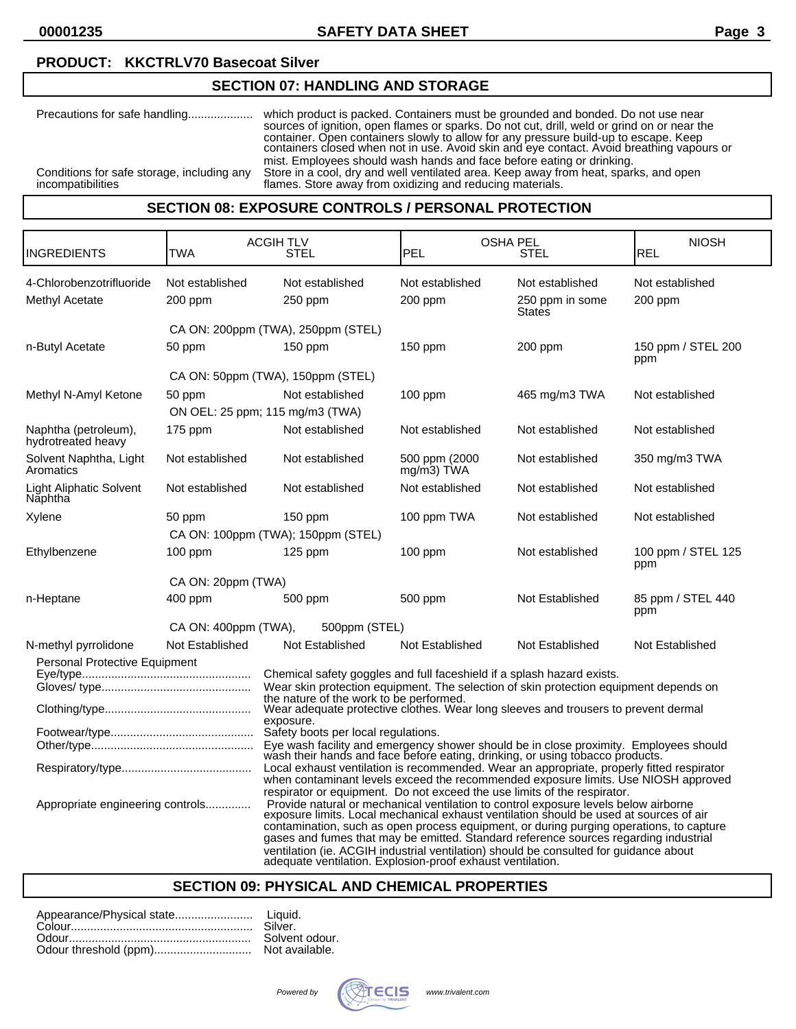**PRODUCT: KKCTRLV70 Basecoat Silver**

## SECTION 07: HANDLING AND STORAGE

Precautions for safe handling.................... which product is packed. Containers must be grounded and bonded. Do not use near sources of ignition, open flames or sparks. Do not cut, drill, weld or grind on or near the container. Open containers slowly to allow for any pressure build-up to escape. Keep containers closed when not in use. Avoid skin and eye contact. Avoid breathing vapours or mist. Employees should wash hands and face before eating or drinking.

Conditions for safe storage, including any incompatibilities: Store in a cool, dry and well ventilated area. Keep away from heat, sparks, and open flames. Store away from oxidizing and reducing materials.

## SECTION 08: EXPOSURE CONTROLS / PERSONAL PROTECTION

| INGREDIENTS | ACGIH TLV | | OSHA PEL | | NIOSH |
|---|---|---|---|---|---|
| | TWA | STEL | PEL | STEL | REL |
| 4-Chlorobenzotrifluoride | Not established | Not established | Not established | Not established | Not established |
| Methyl Acetate | 200 ppm | 250 ppm | 200 ppm | 250 ppm in some States | 200 ppm |
| | CA ON: 200ppm (TWA), 250ppm (STEL) | | | | |
| n-Butyl Acetate | 50 ppm | 150 ppm | 150 ppm | 200 ppm | 150 ppm / STEL 200 ppm |
| | CA ON: 50ppm (TWA), 150ppm (STEL) | | | | |
| Methyl N-Amyl Ketone | 50 ppm | Not established | 100 ppm | 465 mg/m3 TWA | Not established |
| | ON OEL: 25 ppm; 115 mg/m3 (TWA) | | | | |
| Naphtha (petroleum), hydrotreated heavy | 175 ppm | Not established | Not established | Not established | Not established |
| Solvent Naphtha, Light Aromatics | Not established | Not established | 500 ppm (2000 mg/m3) TWA | Not established | 350 mg/m3 TWA |
| Light Aliphatic Solvent Naphtha | Not established | Not established | Not established | Not established | Not established |
| Xylene | 50 ppm | 150 ppm | 100 ppm TWA | Not established | Not established |
| | CA ON: 100ppm (TWA); 150ppm (STEL) | | | | |
| Ethylbenzene | 100 ppm | 125 ppm | 100 ppm | Not established | 100 ppm / STEL 125 ppm |
| | CA ON: 20ppm (TWA) | | | | |
| n-Heptane | 400 ppm | 500 ppm | 500 ppm | Not Established | 85 ppm / STEL 440 ppm |
| | CA ON: 400ppm (TWA), | 500ppm (STEL) | | | |
| N-methyl pyrrolidone | Not Established | Not Established | Not Established | Not Established | Not Established |

Personal Protective Equipment

Eye/type.................................................. Chemical safety goggles and full faceshield if a splash hazard exists.

Gloves/ type............................................. Wear skin protection equipment. The selection of skin protection equipment depends on the nature of the work to be performed.

Clothing/type........................................... Wear adequate protective clothes. Wear long sleeves and trousers to prevent dermal exposure.

Footwear/type.......................................... Safety boots per local regulations.

Other/type................................................ Eye wash facility and emergency shower should be in close proximity. Employees should wash their hands and face before eating, drinking, or using tobacco products.

Respiratory/type....................................... Local exhaust ventilation is recommended. Wear an appropriate, properly fitted respirator when contaminant levels exceed the recommended exposure limits. Use NIOSH approved respirator or equipment. Do not exceed the use limits of the respirator.

Appropriate engineering controls.............. Provide natural or mechanical ventilation to control exposure levels below airborne exposure limits. Local mechanical exhaust ventilation should be used at sources of air contamination, such as open process equipment, or during purging operations, to capture gases and fumes that may be emitted. Standard reference sources regarding industrial ventilation (ie. ACGIH industrial ventilation) should be consulted for guidance about adequate ventilation. Explosion-proof exhaust ventilation.

## SECTION 09: PHYSICAL AND CHEMICAL PROPERTIES

Appearance/Physical state........................ Liquid.
Colour....................................................... Silver.
Odour........................................................ Solvent odour.
Odour threshold (ppm)............................. Not available.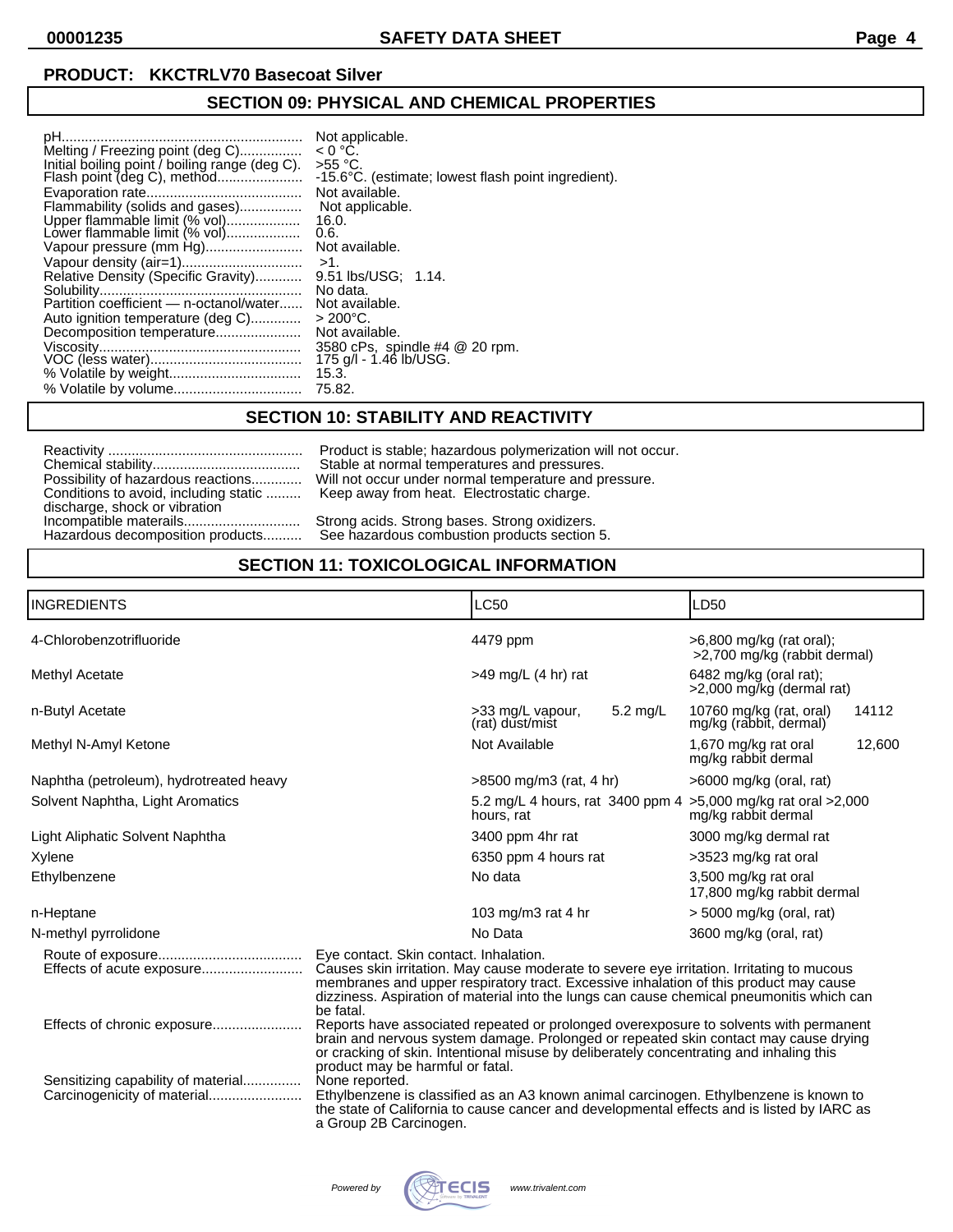**PRODUCT: KKCTRLV70 Basecoat Silver**

## SECTION 09: PHYSICAL AND CHEMICAL PROPERTIES

| | |
|---|---|
| pH | Not applicable. |
| Melting / Freezing point (deg C) | < 0 °C. |
| Initial boiling point / boiling range (deg C). | >55 °C. |
| Flash point (deg C), method | -15.6°C. (estimate; lowest flash point ingredient). |
| Evaporation rate | Not available. |
| Flammability (solids and gases) | Not applicable. |
| Upper flammable limit (% vol) | 16.0. |
| Lower flammable limit (% vol) | 0.6. |
| Vapour pressure (mm Hg) | Not available. |
| Vapour density (air=1) | >1. |
| Relative Density (Specific Gravity) | 9.51 lbs/USG; 1.14. |
| Solubility | No data. |
| Partition coefficient — n-octanol/water | Not available. |
| Auto ignition temperature (deg C) | > 200°C. |
| Decomposition temperature | Not available. |
| Viscosity | 3580 cPs, spindle #4 @ 20 rpm. |
| VOC (less water) | 175 g/l - 1.46 lb/USG. |
| % Volatile by weight | 15.3. |
| % Volatile by volume | 75.82. |

## SECTION 10: STABILITY AND REACTIVITY

| | |
|---|---|
| Reactivity | Product is stable; hazardous polymerization will not occur. |
| Chemical stability | Stable at normal temperatures and pressures. |
| Possibility of hazardous reactions | Will not occur under normal temperature and pressure. |
| Conditions to avoid, including static discharge, shock or vibration | Keep away from heat. Electrostatic charge. |
| Incompatible materails | Strong acids. Strong bases. Strong oxidizers. |
| Hazardous decomposition products | See hazardous combustion products section 5. |

## SECTION 11: TOXICOLOGICAL INFORMATION

| INGREDIENTS | LC50 | LD50 |
|---|---|---|
| 4-Chlorobenzotrifluoride | 4479 ppm | >6,800 mg/kg (rat oral); >2,700 mg/kg (rabbit dermal) |
| Methyl Acetate | >49 mg/L (4 hr) rat | 6482 mg/kg (oral rat); >2,000 mg/kg (dermal rat) |
| n-Butyl Acetate | >33 mg/L vapour, (rat) dust/mist 5.2 mg/L | 10760 mg/kg (rat, oral) 14112 mg/kg (rabbit, dermal) |
| Methyl N-Amyl Ketone | Not Available | 1,670 mg/kg rat oral 12,600 mg/kg rabbit dermal |
| Naphtha (petroleum), hydrotreated heavy | >8500 mg/m3 (rat, 4 hr) | >6000 mg/kg (oral, rat) |
| Solvent Naphtha, Light Aromatics | 5.2 mg/L 4 hours, rat 3400 ppm 4 hours, rat | >5,000 mg/kg rat oral >2,000 mg/kg rabbit dermal |
| Light Aliphatic Solvent Naphtha | 3400 ppm 4hr rat | 3000 mg/kg dermal rat |
| Xylene | 6350 ppm 4 hours rat | >3523 mg/kg rat oral |
| Ethylbenzene | No data | 3,500 mg/kg rat oral 17,800 mg/kg rabbit dermal |
| n-Heptane | 103 mg/m3 rat 4 hr | > 5000 mg/kg (oral, rat) |
| N-methyl pyrrolidone | No Data | 3600 mg/kg (oral, rat) |

| | |
|---|---|
| Route of exposure | Eye contact. Skin contact. Inhalation. |
| Effects of acute exposure | Causes skin irritation. May cause moderate to severe eye irritation. Irritating to mucous membranes and upper respiratory tract. Excessive inhalation of this product may cause dizziness. Aspiration of material into the lungs can cause chemical pneumonitis which can be fatal. |
| Effects of chronic exposure | Reports have associated repeated or prolonged overexposure to solvents with permanent brain and nervous system damage. Prolonged or repeated skin contact may cause drying or cracking of skin. Intentional misuse by deliberately concentrating and inhaling this product may be harmful or fatal. |
| Sensitizing capability of material | None reported. |
| Carcinogenicity of material | Ethylbenzene is classified as an A3 known animal carcinogen. Ethylbenzene is known to the state of California to cause cancer and developmental effects and is listed by IARC as a Group 2B Carcinogen. |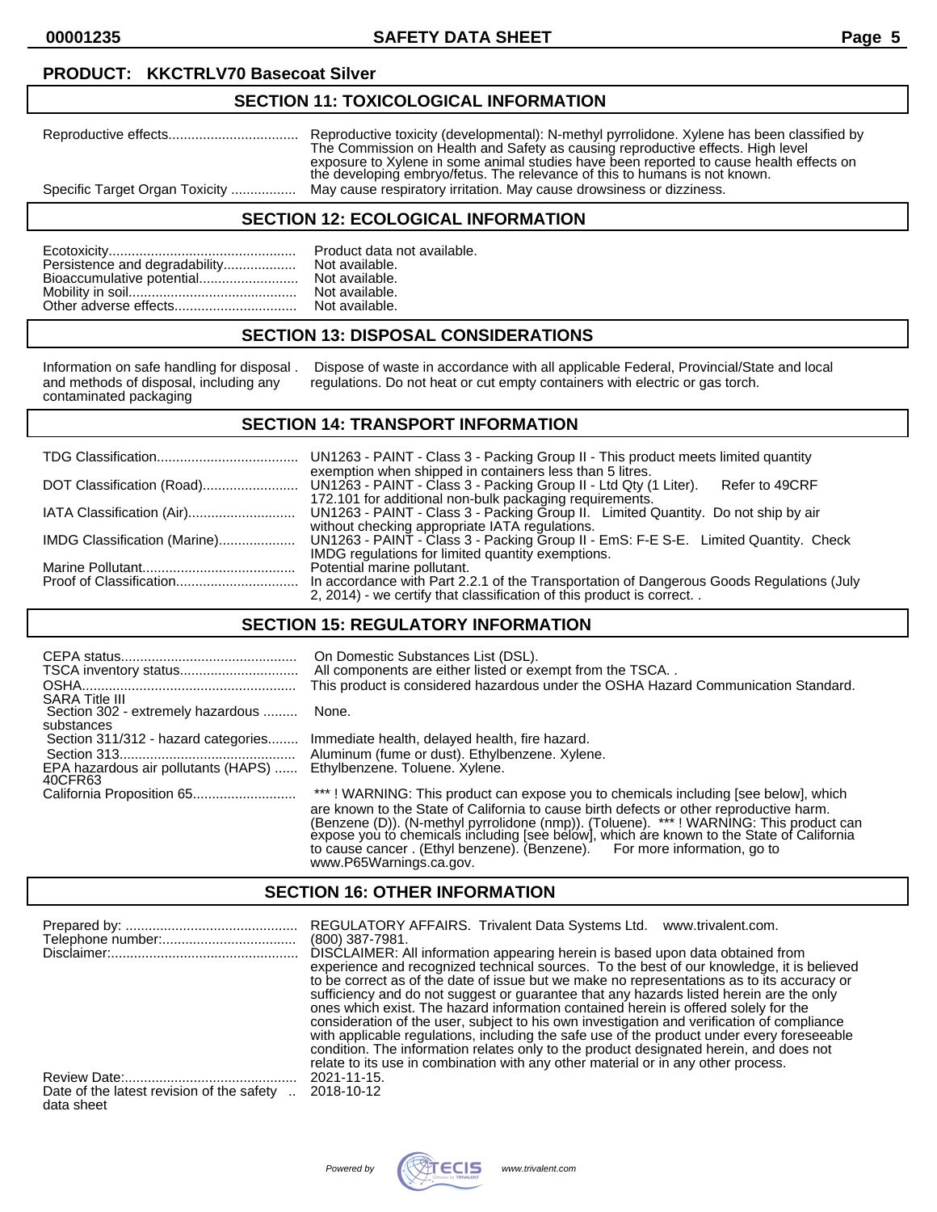**PRODUCT: KKCTRLV70 Basecoat Silver**

## SECTION 11: TOXICOLOGICAL INFORMATION

| | |
|---|---|
| Reproductive effects | Reproductive toxicity (developmental): N-methyl pyrrolidone. Xylene has been classified by The Commission on Health and Safety as causing reproductive effects. High level exposure to Xylene in some animal studies have been reported to cause health effects on the developing embryo/fetus. The relevance of this to humans is not known. |
| Specific Target Organ Toxicity | May cause respiratory irritation. May cause drowsiness or dizziness. |

## SECTION 12: ECOLOGICAL INFORMATION

| | |
|---|---|
| Ecotoxicity | Product data not available. |
| Persistence and degradability | Not available. |
| Bioaccumulative potential | Not available. |
| Mobility in soil | Not available. |
| Other adverse effects | Not available. |

## SECTION 13: DISPOSAL CONSIDERATIONS

| | |
|---|---|
| Information on safe handling for disposal and methods of disposal, including any contaminated packaging | Dispose of waste in accordance with all applicable Federal, Provincial/State and local regulations. Do not heat or cut empty containers with electric or gas torch. |

## SECTION 14: TRANSPORT INFORMATION

| | |
|---|---|
| TDG Classification | UN1263 - PAINT - Class 3 - Packing Group II - This product meets limited quantity exemption when shipped in containers less than 5 litres. |
| DOT Classification (Road) | UN1263 - PAINT - Class 3 - Packing Group II - Ltd Qty (1 Liter). Refer to 49CRF 172.101 for additional non-bulk packaging requirements. |
| IATA Classification (Air) | UN1263 - PAINT - Class 3 - Packing Group II. Limited Quantity. Do not ship by air without checking appropriate IATA regulations. |
| IMDG Classification (Marine) | UN1263 - PAINT - Class 3 - Packing Group II - EmS: F-E S-E. Limited Quantity. Check IMDG regulations for limited quantity exemptions. |
| Marine Pollutant | Potential marine pollutant. |
| Proof of Classification | In accordance with Part 2.2.1 of the Transportation of Dangerous Goods Regulations (July 2, 2014) - we certify that classification of this product is correct. . |

## SECTION 15: REGULATORY INFORMATION

| | |
|---|---|
| CEPA status | On Domestic Substances List (DSL). |
| TSCA inventory status | All components are either listed or exempt from the TSCA. . |
| OSHA | This product is considered hazardous under the OSHA Hazard Communication Standard. |
| SARA Title III | |
| Section 302 - extremely hazardous substances | None. |
| Section 311/312 - hazard categories | Immediate health, delayed health, fire hazard. |
| Section 313 | Aluminum (fume or dust). Ethylbenzene. Xylene. |
| EPA hazardous air pollutants (HAPS) 40CFR63 | Ethylbenzene. Toluene. Xylene. |
| California Proposition 65 | *** ! WARNING: This product can expose you to chemicals including [see below], which are known to the State of California to cause birth defects or other reproductive harm. (Benzene (D)). (N-methyl pyrrolidone (nmp)). (Toluene). *** ! WARNING: This product can expose you to chemicals including [see below], which are known to the State of California to cause cancer . (Ethyl benzene). (Benzene). For more information, go to www.P65Warnings.ca.gov. |

## SECTION 16: OTHER INFORMATION

| | |
|---|---|
| Prepared by: | REGULATORY AFFAIRS. Trivalent Data Systems Ltd. www.trivalent.com. |
| Telephone number: | (800) 387-7981. |
| Disclaimer: | DISCLAIMER: All information appearing herein is based upon data obtained from experience and recognized technical sources. To the best of our knowledge, it is believed to be correct as of the date of issue but we make no representations as to its accuracy or sufficiency and do not suggest or guarantee that any hazards listed herein are the only ones which exist. The hazard information contained herein is offered solely for the consideration of the user, subject to his own investigation and verification of compliance with applicable regulations, including the safe use of the product under every foreseeable condition. The information relates only to the product designated herein, and does not relate to its use in combination with any other material or in any other process. |
| Review Date: | 2021-11-15. |
| Date of the latest revision of the safety data sheet | 2018-10-12 |

Powered by TECIS www.trivalent.com